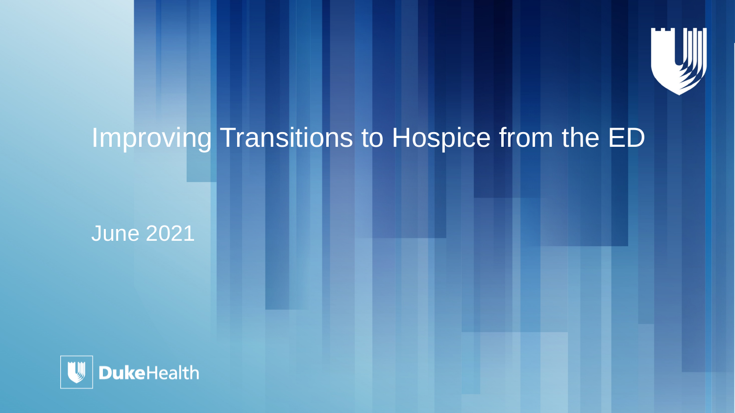# Improving Transitions to Hospice from the ED

June 2021

DukeHealth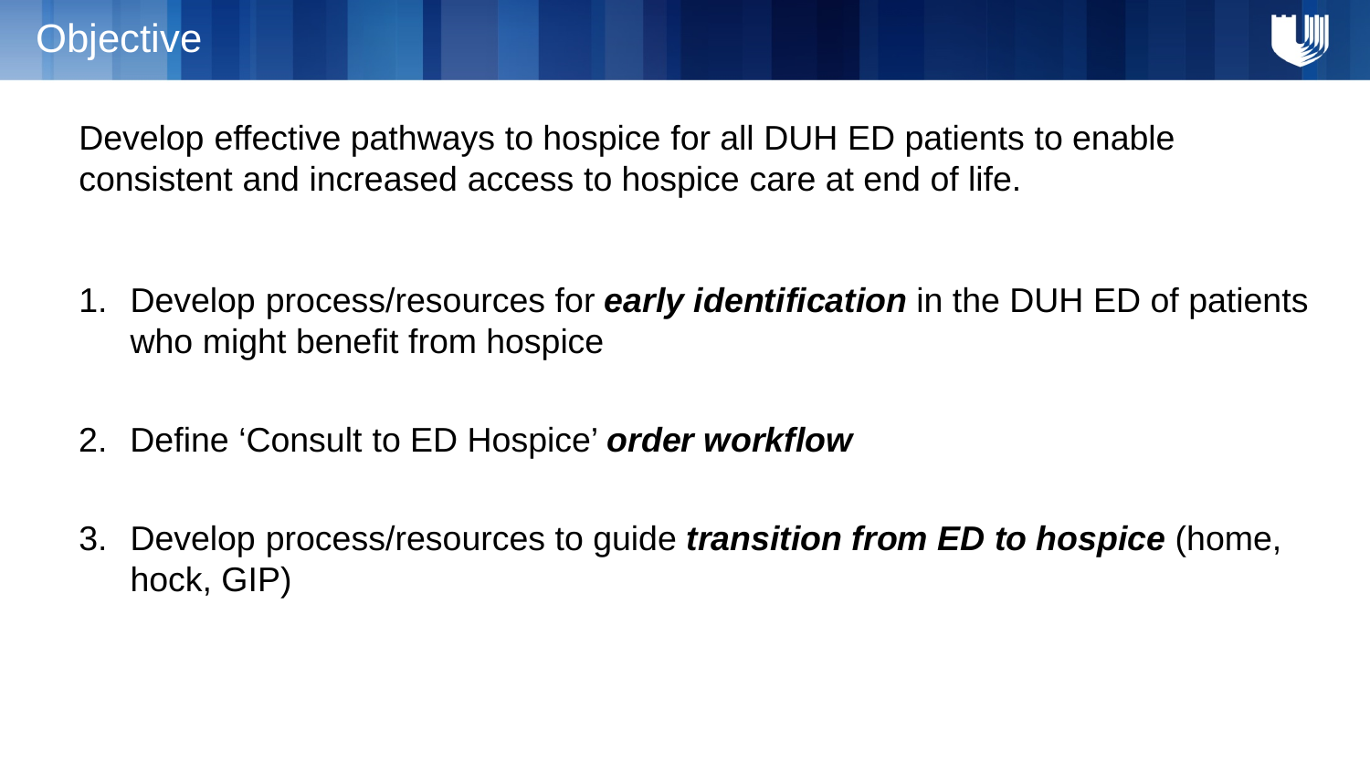# Objective

Develop effective pathways to hospice for all DUH ED patients to enable consistent and increased access to hospice care at end of life.

1. Develop process/resources for ***early identification*** in the DUH ED of patients who might benefit from hospice
2. Define 'Consult to ED Hospice' ***order workflow***
3. Develop process/resources to guide ***transition from ED to hospice*** (home, hock, GIP)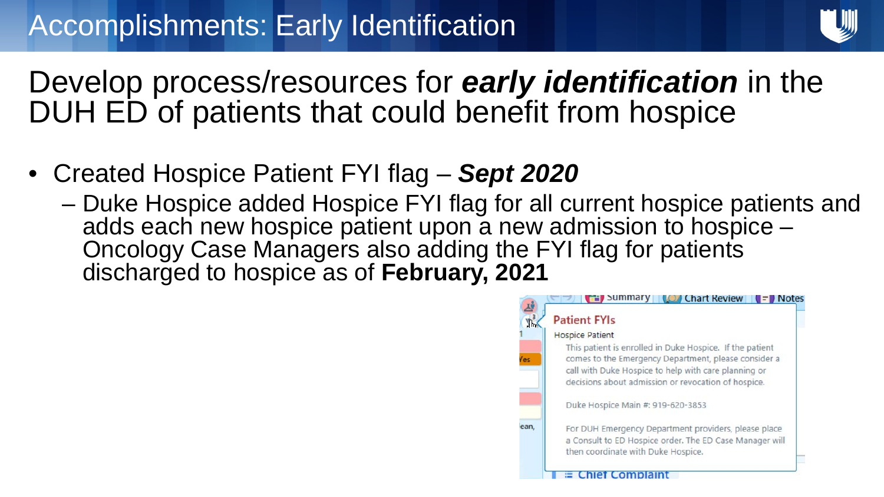# Accomplishments: Early Identification

## Develop process/resources for ***early identification*** in the DUH ED of patients that could benefit from hospice

- Created Hospice Patient FYI flag – ***Sept 2020***
  - Duke Hospice added Hospice FYI flag for all current hospice patients and adds each new hospice patient upon a new admission to hospice – Oncology Case Managers also adding the FYI flag for patients discharged to hospice as of **February, 2021**

Patient FYIs

Hospice Patient

This patient is enrolled in Duke Hospice. If the patient comes to the Emergency Department, please consider a call with Duke Hospice to help with care planning or decisions about admission or revocation of hospice.

Duke Hospice Main #: 919-620-3853

For DUH Emergency Department providers, please place a Consult to ED Hospice order. The ED Case Manager will then coordinate with Duke Hospice.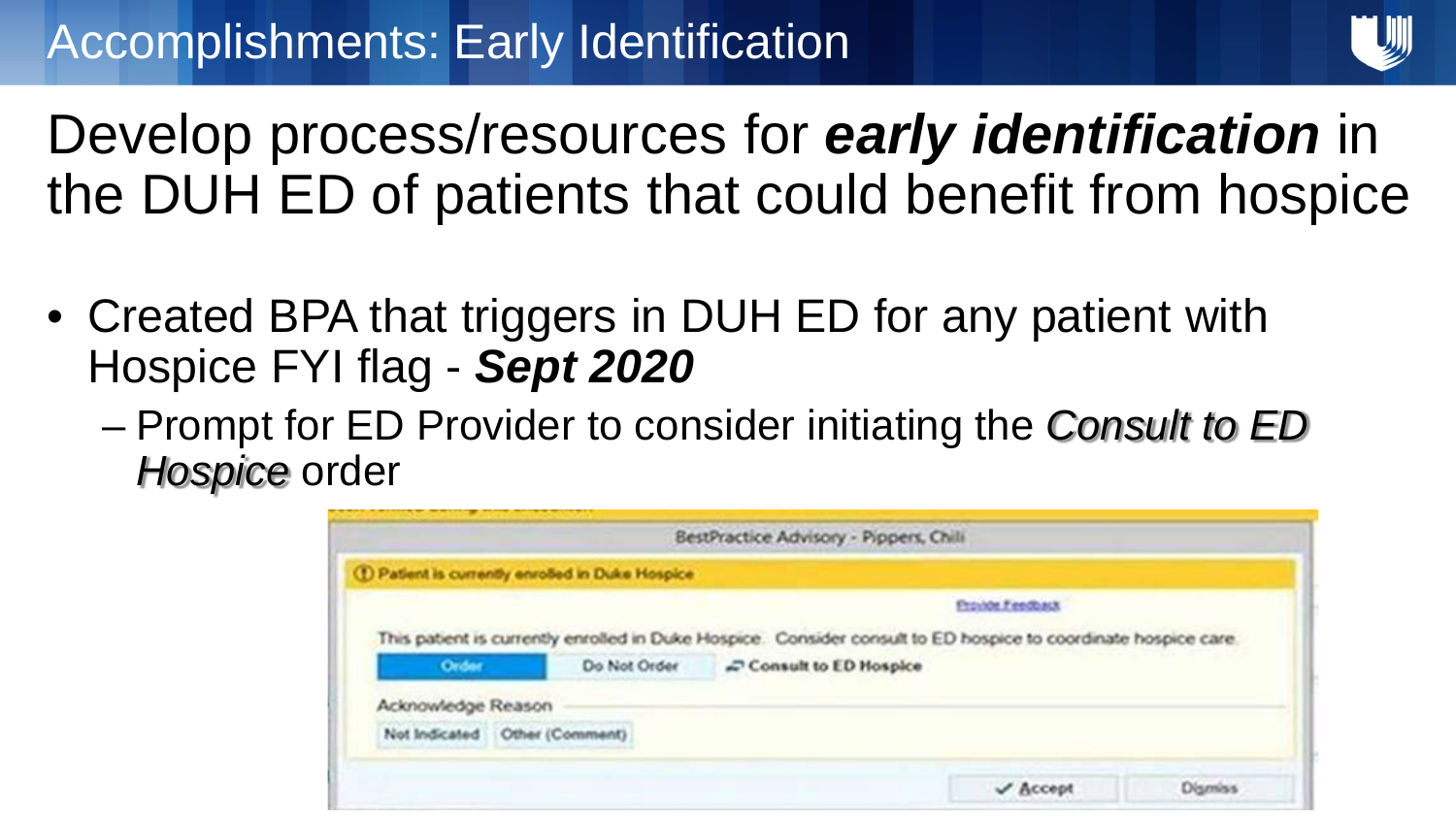# Accomplishments: Early Identification

## Develop process/resources for ***early identification*** in the DUH ED of patients that could benefit from hospice

- Created BPA that triggers in DUH ED for any patient with Hospice FYI flag - ***Sept 2020***
  - Prompt for ED Provider to consider initiating the ***Consult to ED Hospice*** order

BestPractice Advisory - Pippers, Chili

Patient is currently enrolled in Duke Hospice

Provide Feedback

This patient is currently enrolled in Duke Hospice. Consider consult to ED hospice to coordinate hospice care.

Order | Do Not Order | Consult to ED Hospice

Acknowledge Reason

Not Indicated | Other (Comment)

Accept | Dismiss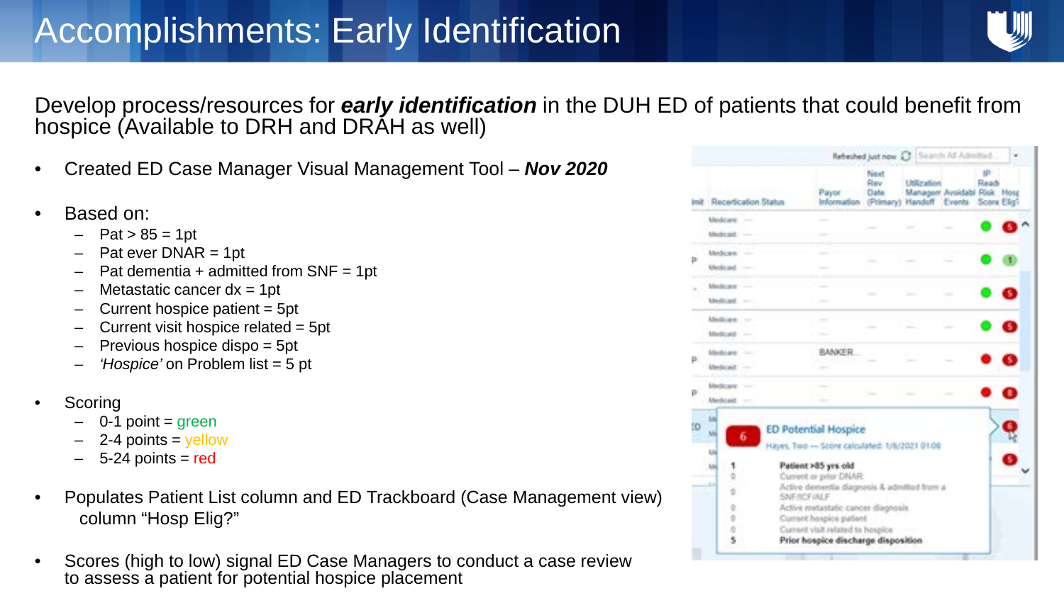# Accomplishments: Early Identification

Develop process/resources for ***early identification*** in the DUH ED of patients that could benefit from hospice (Available to DRH and DRAH as well)

- Created ED Case Manager Visual Management Tool – ***Nov 2020***
- Based on:
  - Pat > 85 = 1pt
  - Pat ever DNAR = 1pt
  - Pat dementia + admitted from SNF = 1pt
  - Metastatic cancer dx = 1pt
  - Current hospice patient = 5pt
  - Current visit hospice related = 5pt
  - Previous hospice dispo = 5pt
  - *'Hospice'* on Problem list = 5 pt
- Scoring
  - 0-1 point = green
  - 2-4 points = yellow
  - 5-24 points = red
- Populates Patient List column and ED Trackboard (Case Management view) column "Hosp Elig?"
- Scores (high to low) signal ED Case Managers to conduct a case review to assess a patient for potential hospice placement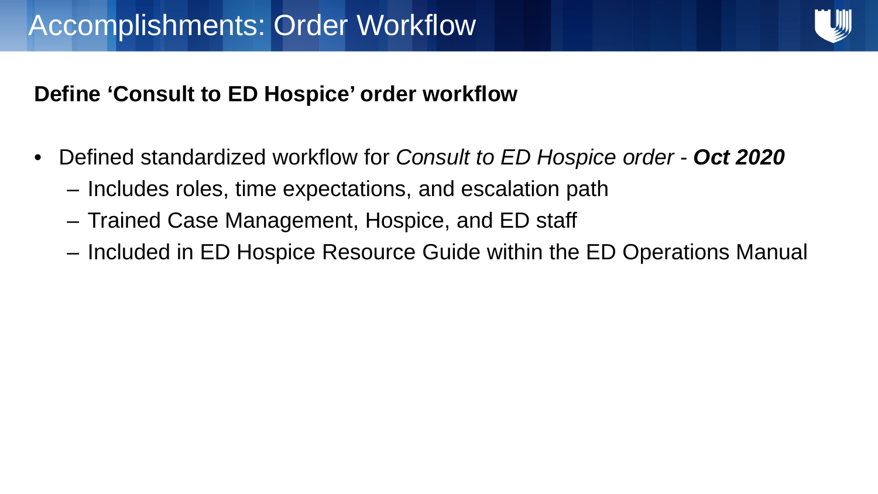# Accomplishments: Order Workflow

**Define 'Consult to ED Hospice' order workflow**

- Defined standardized workflow for *Consult to ED Hospice order* - ***Oct 2020***
  - Includes roles, time expectations, and escalation path
  - Trained Case Management, Hospice, and ED staff
  - Included in ED Hospice Resource Guide within the ED Operations Manual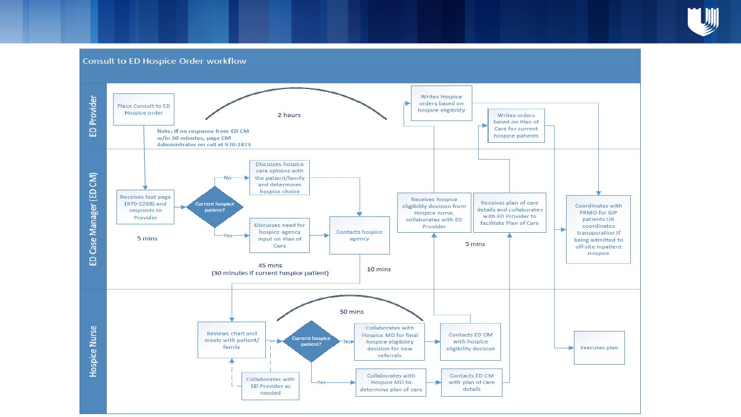# Consult to ED Hospice Order workflow

## ED Provider

- Place Consult to ED Hospice order
- 2 hours
- **Note: If no response from ED CM w/in 30 minutes, page CM Administrator on call at 970-2473**
- Writes Hospice orders based on hospice eligibility
- Writes orders based on Plan of Care for current hospice patients

## ED Case Manager (ED CM)

- Receives text page (970-2288) and responds to Provider
- 5 mins
- Current hospice patient?
  - No → Discusses hospice care options with the patient/family and determines hospice choice
  - Yes → Discusses need for hospice agency input on Plan of Care
- Contacts hospice agency
- 45 mins (30 minutes if current hospice patient)
- 10 mins
- Receives hospice eligibility decision from Hospice nurse, collaborates with ED Provider
- Receives plan of care details and collaborates with ED Provider to facilitate Plan of Care
- 5 mins
- Coordinates with PRMO for GIP patients OR coordinates transporation if being admitted to off-site Inpatient Hospice

## Hospice Nurse

- Reviews chart and meets with patient/ family
- Collaborates with ED Provider as needed
- 50 mins
- Current hospice patient?
  - No → Collaborates with Hospice MD for final hospice eligibility decision for new referrals → Contacts ED CM with hospice eligibility decision
  - Yes → Collaborates with Hospice MD to determine plan of care → Contacts ED CM with plan of care details
- Executes plan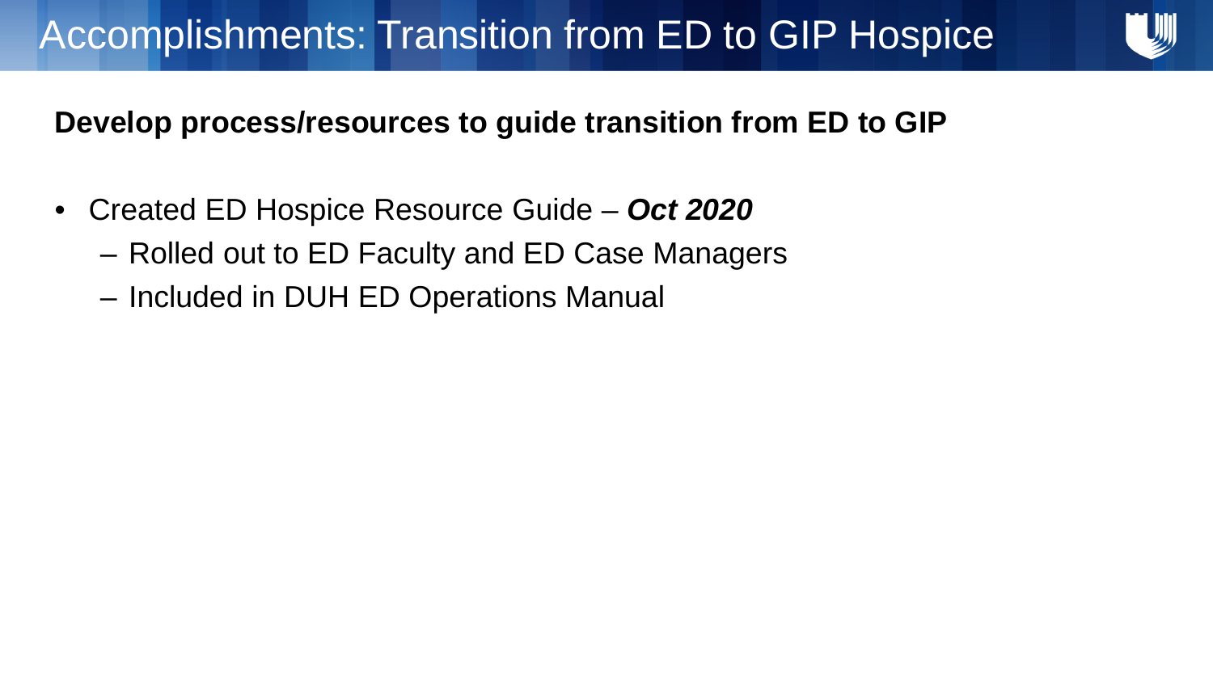# Accomplishments: Transition from ED to GIP Hospice

**Develop process/resources to guide transition from ED to GIP**

- Created ED Hospice Resource Guide – ***Oct 2020***
  - Rolled out to ED Faculty and ED Case Managers
  - Included in DUH ED Operations Manual